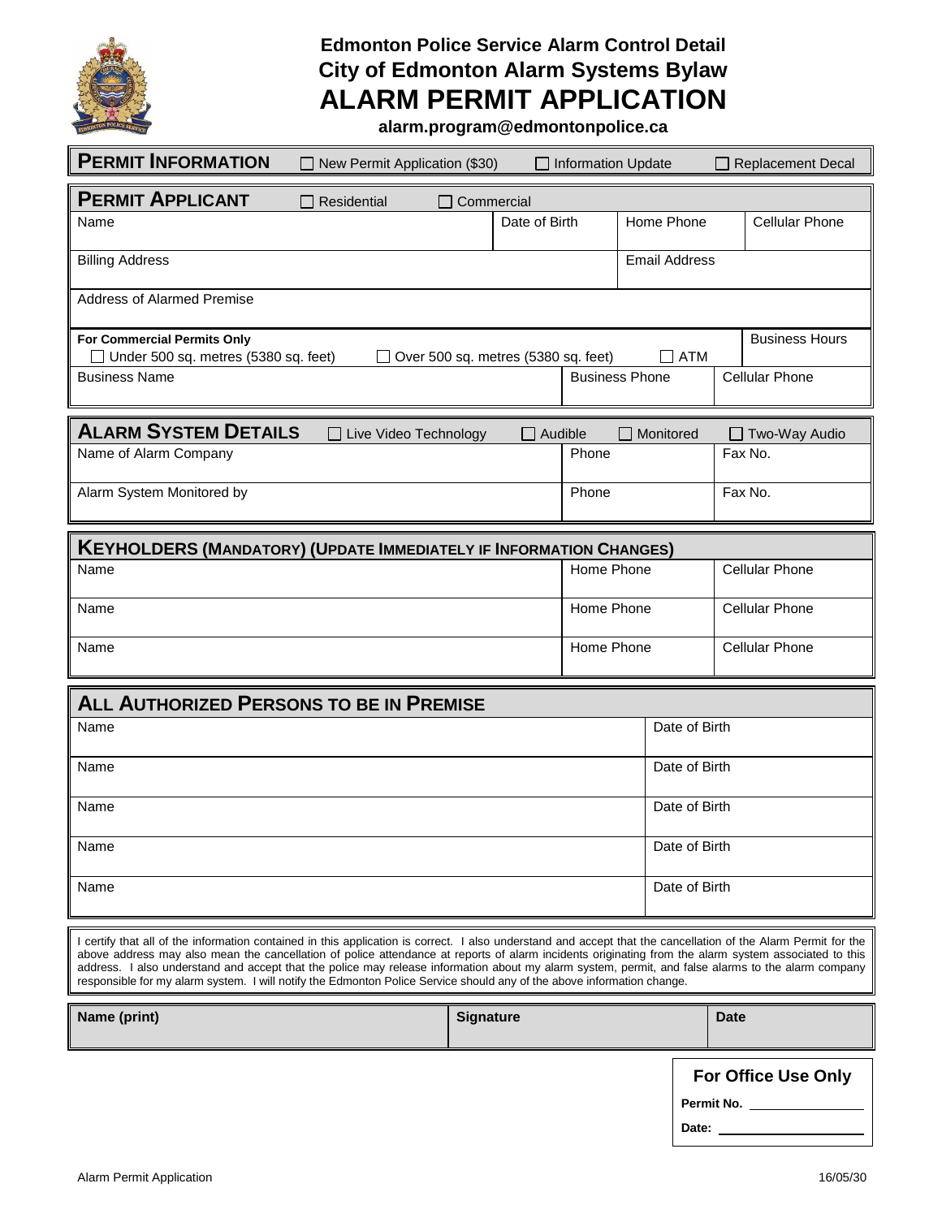# Edmonton Police Service Alarm Control Detail
# City of Edmonton Alarm Systems Bylaw
# ALARM PERMIT APPLICATION

**alarm.program@edmontonpolice.ca**

## PERMIT INFORMATION

☐ New Permit Application ($30) ☐ Information Update ☐ Replacement Decal

## PERMIT APPLICANT

☐ Residential ☐ Commercial

| Name | Date of Birth | Home Phone | Cellular Phone |
|---|---|---|---|
| | | | |

| Billing Address | Email Address |
|---|---|
| | |

| Address of Alarmed Premise |
|---|
| |

**For Commercial Permits Only**

☐ Under 500 sq. metres (5380 sq. feet) ☐ Over 500 sq. metres (5380 sq. feet) ☐ ATM

| Business Hours |
|---|
| |

| Business Name | Business Phone | Cellular Phone |
|---|---|---|
| | | |

## ALARM SYSTEM DETAILS

☐ Live Video Technology ☐ Audible ☐ Monitored ☐ Two-Way Audio

| Name of Alarm Company | Phone | Fax No. |
|---|---|---|
| | | |
| **Alarm System Monitored by** | **Phone** | **Fax No.** |
| | | |

## KEYHOLDERS (MANDATORY) (UPDATE IMMEDIATELY IF INFORMATION CHANGES)

| Name | Home Phone | Cellular Phone |
|---|---|---|
| | | |
| | | |
| | | |

## ALL AUTHORIZED PERSONS TO BE IN PREMISE

| Name | Date of Birth |
|---|---|
| | |
| | |
| | |
| | |
| | |

I certify that all of the information contained in this application is correct. I also understand and accept that the cancellation of the Alarm Permit for the above address may also mean the cancellation of police attendance at reports of alarm incidents originating from the alarm system associated to this address. I also understand and accept that the police may release information about my alarm system, permit, and false alarms to the alarm company responsible for my alarm system. I will notify the Edmonton Police Service should any of the above information change.

| Name (print) | Signature | Date |
|---|---|---|
| | | |

**For Office Use Only**

**Permit No.** ________________

**Date:** ____________________

Alarm Permit Application 16/05/30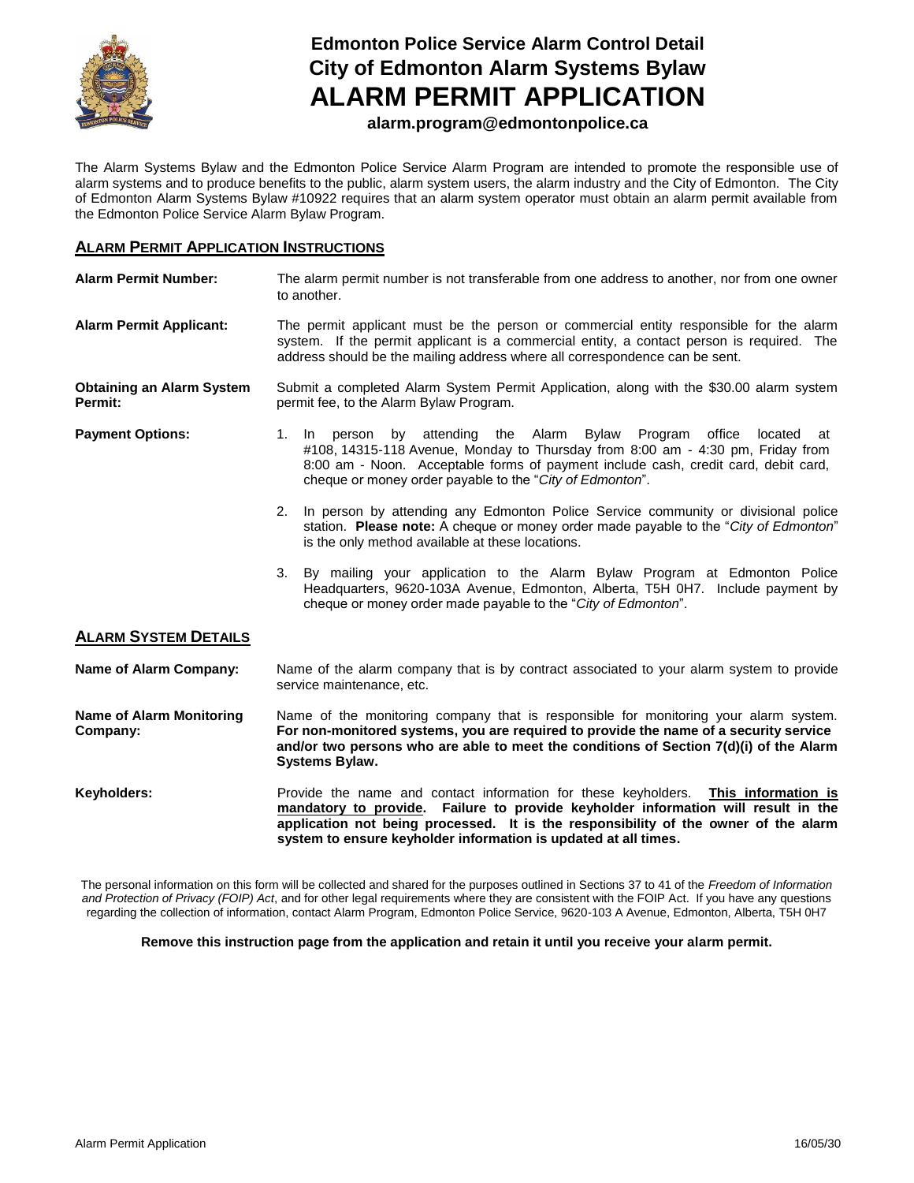# Edmonton Police Service Alarm Control Detail
# City of Edmonton Alarm Systems Bylaw
# ALARM PERMIT APPLICATION

**alarm.program@edmontonpolice.ca**

The Alarm Systems Bylaw and the Edmonton Police Service Alarm Program are intended to promote the responsible use of alarm systems and to produce benefits to the public, alarm system users, the alarm industry and the City of Edmonton. The City of Edmonton Alarm Systems Bylaw #10922 requires that an alarm system operator must obtain an alarm permit available from the Edmonton Police Service Alarm Bylaw Program.

## ALARM PERMIT APPLICATION INSTRUCTIONS

**Alarm Permit Number:** The alarm permit number is not transferable from one address to another, nor from one owner to another.

**Alarm Permit Applicant:** The permit applicant must be the person or commercial entity responsible for the alarm system. If the permit applicant is a commercial entity, a contact person is required. The address should be the mailing address where all correspondence can be sent.

**Obtaining an Alarm System Permit:** Submit a completed Alarm System Permit Application, along with the $30.00 alarm system permit fee, to the Alarm Bylaw Program.

**Payment Options:**

1. In person by attending the Alarm Bylaw Program office located at #108, 14315-118 Avenue, Monday to Thursday from 8:00 am - 4:30 pm, Friday from 8:00 am - Noon. Acceptable forms of payment include cash, credit card, debit card, cheque or money order payable to the "*City of Edmonton*".
2. In person by attending any Edmonton Police Service community or divisional police station. **Please note:** A cheque or money order made payable to the "*City of Edmonton*" is the only method available at these locations.
3. By mailing your application to the Alarm Bylaw Program at Edmonton Police Headquarters, 9620-103A Avenue, Edmonton, Alberta, T5H 0H7. Include payment by cheque or money order made payable to the "*City of Edmonton*".

## ALARM SYSTEM DETAILS

**Name of Alarm Company:** Name of the alarm company that is by contract associated to your alarm system to provide service maintenance, etc.

**Name of Alarm Monitoring Company:** Name of the monitoring company that is responsible for monitoring your alarm system. **For non-monitored systems, you are required to provide the name of a security service and/or two persons who are able to meet the conditions of Section 7(d)(i) of the Alarm Systems Bylaw.**

**Keyholders:** Provide the name and contact information for these keyholders. **This information is mandatory to provide. Failure to provide keyholder information will result in the application not being processed. It is the responsibility of the owner of the alarm system to ensure keyholder information is updated at all times.**

The personal information on this form will be collected and shared for the purposes outlined in Sections 37 to 41 of the *Freedom of Information and Protection of Privacy (FOIP) Act*, and for other legal requirements where they are consistent with the FOIP Act. If you have any questions regarding the collection of information, contact Alarm Program, Edmonton Police Service, 9620-103 A Avenue, Edmonton, Alberta, T5H 0H7

**Remove this instruction page from the application and retain it until you receive your alarm permit.**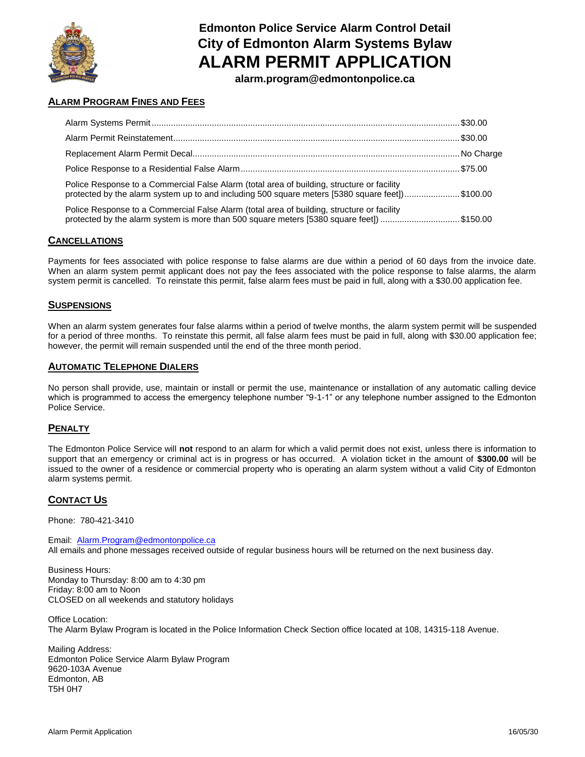# Edmonton Police Service Alarm Control Detail
# City of Edmonton Alarm Systems Bylaw
# ALARM PERMIT APPLICATION

**alarm.program@edmontonpolice.ca**

## ALARM PROGRAM FINES AND FEES

| | |
|---|---|
| Alarm Systems Permit | $30.00 |
| Alarm Permit Reinstatement | $30.00 |
| Replacement Alarm Permit Decal | No Charge |
| Police Response to a Residential False Alarm | $75.00 |
| Police Response to a Commercial False Alarm (total area of building, structure or facility protected by the alarm system up to and including 500 square meters [5380 square feet]) | $100.00 |
| Police Response to a Commercial False Alarm (total area of building, structure or facility protected by the alarm system is more than 500 square meters [5380 square feet]) | $150.00 |

## CANCELLATIONS

Payments for fees associated with police response to false alarms are due within a period of 60 days from the invoice date. When an alarm system permit applicant does not pay the fees associated with the police response to false alarms, the alarm system permit is cancelled. To reinstate this permit, false alarm fees must be paid in full, along with a $30.00 application fee.

## SUSPENSIONS

When an alarm system generates four false alarms within a period of twelve months, the alarm system permit will be suspended for a period of three months. To reinstate this permit, all false alarm fees must be paid in full, along with $30.00 application fee; however, the permit will remain suspended until the end of the three month period.

## AUTOMATIC TELEPHONE DIALERS

No person shall provide, use, maintain or install or permit the use, maintenance or installation of any automatic calling device which is programmed to access the emergency telephone number "9-1-1" or any telephone number assigned to the Edmonton Police Service.

## PENALTY

The Edmonton Police Service will **not** respond to an alarm for which a valid permit does not exist, unless there is information to support that an emergency or criminal act is in progress or has occurred. A violation ticket in the amount of **$300.00** will be issued to the owner of a residence or commercial property who is operating an alarm system without a valid City of Edmonton alarm systems permit.

## CONTACT US

Phone: 780-421-3410

Email: Alarm.Program@edmontonpolice.ca
All emails and phone messages received outside of regular business hours will be returned on the next business day.

Business Hours:
Monday to Thursday: 8:00 am to 4:30 pm
Friday: 8:00 am to Noon
CLOSED on all weekends and statutory holidays

Office Location:
The Alarm Bylaw Program is located in the Police Information Check Section office located at 108, 14315-118 Avenue.

Mailing Address:
Edmonton Police Service Alarm Bylaw Program
9620-103A Avenue
Edmonton, AB
T5H 0H7